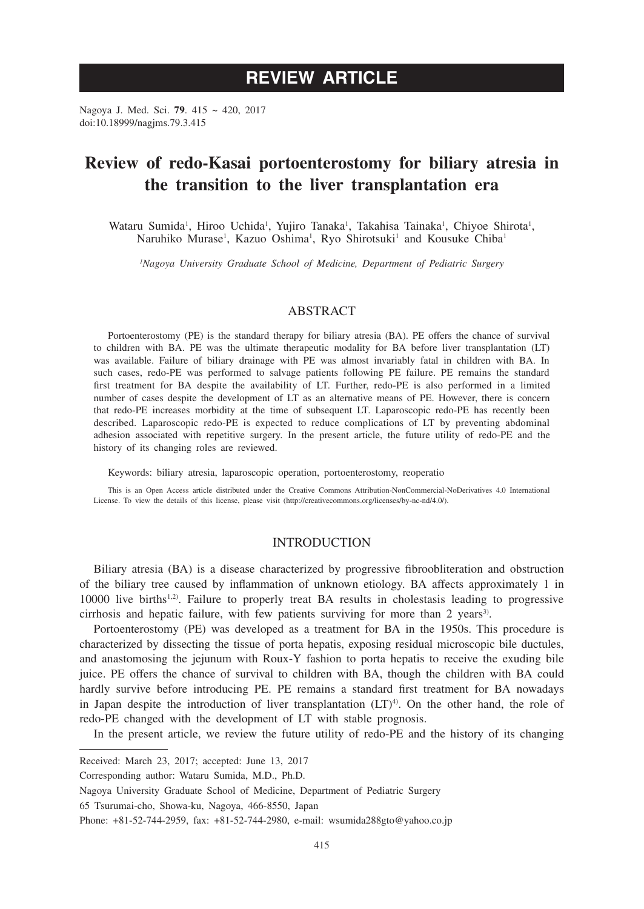# REVIEW ARTICLE

Nagoya J. Med. Sci. **79**. 415 ~ 420, 2017
doi:10.18999/nagjms.79.3.415

# Review of redo-Kasai portoenterostomy for biliary atresia in the transition to the liver transplantation era

Wataru Sumida[1], Hiroo Uchida[1], Yujiro Tanaka[1], Takahisa Tainaka[1], Chiyoe Shirota[1], Naruhiko Murase[1], Kazuo Oshima[1], Ryo Shirotsuki[1] and Kousuke Chiba[1]

*[1]Nagoya University Graduate School of Medicine, Department of Pediatric Surgery*

## ABSTRACT

Portoenterostomy (PE) is the standard therapy for biliary atresia (BA). PE offers the chance of survival to children with BA. PE was the ultimate therapeutic modality for BA before liver transplantation (LT) was available. Failure of biliary drainage with PE was almost invariably fatal in children with BA. In such cases, redo-PE was performed to salvage patients following PE failure. PE remains the standard first treatment for BA despite the availability of LT. Further, redo-PE is also performed in a limited number of cases despite the development of LT as an alternative means of PE. However, there is concern that redo-PE increases morbidity at the time of subsequent LT. Laparoscopic redo-PE has recently been described. Laparoscopic redo-PE is expected to reduce complications of LT by preventing abdominal adhesion associated with repetitive surgery. In the present article, the future utility of redo-PE and the history of its changing roles are reviewed.

Keywords: biliary atresia, laparoscopic operation, portoenterostomy, reoperatio

This is an Open Access article distributed under the Creative Commons Attribution-NonCommercial-NoDerivatives 4.0 International License. To view the details of this license, please visit (http://creativecommons.org/licenses/by-nc-nd/4.0/).

## INTRODUCTION

Biliary atresia (BA) is a disease characterized by progressive fibroobliteration and obstruction of the biliary tree caused by inflammation of unknown etiology. BA affects approximately 1 in 10000 live births[1,2]. Failure to properly treat BA results in cholestasis leading to progressive cirrhosis and hepatic failure, with few patients surviving for more than 2 years[3].

Portoenterostomy (PE) was developed as a treatment for BA in the 1950s. This procedure is characterized by dissecting the tissue of porta hepatis, exposing residual microscopic bile ductules, and anastomosing the jejunum with Roux-Y fashion to porta hepatis to receive the exuding bile juice. PE offers the chance of survival to children with BA, though the children with BA could hardly survive before introducing PE. PE remains a standard first treatment for BA nowadays in Japan despite the introduction of liver transplantation (LT)[4]. On the other hand, the role of redo-PE changed with the development of LT with stable prognosis.

In the present article, we review the future utility of redo-PE and the history of its changing

Received: March 23, 2017; accepted: June 13, 2017

Corresponding author: Wataru Sumida, M.D., Ph.D.

Nagoya University Graduate School of Medicine, Department of Pediatric Surgery

65 Tsurumai-cho, Showa-ku, Nagoya, 466-8550, Japan

Phone: +81-52-744-2959, fax: +81-52-744-2980, e-mail: wsumida288gto@yahoo.co.jp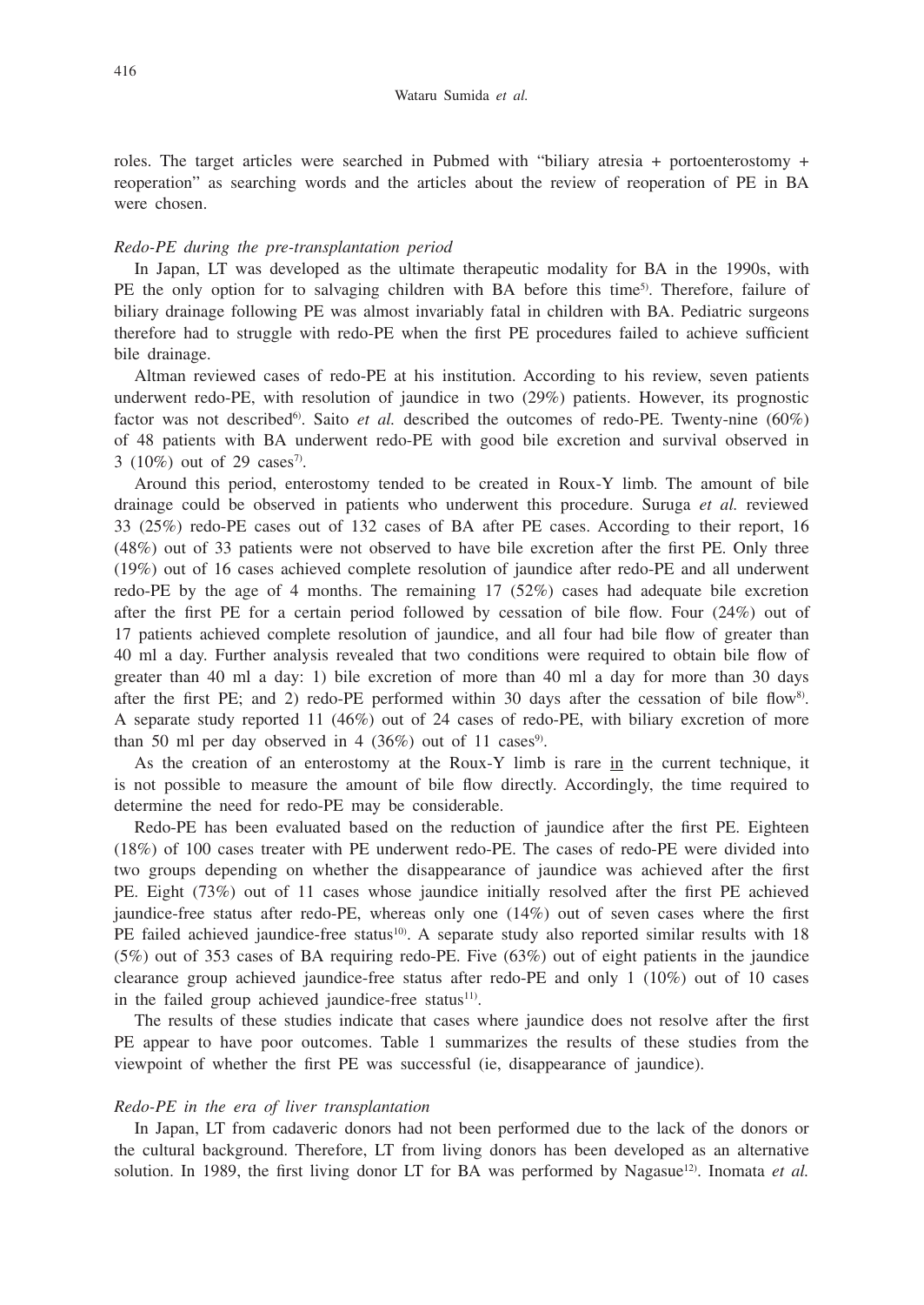roles. The target articles were searched in Pubmed with "biliary atresia + portoenterostomy + reoperation" as searching words and the articles about the review of reoperation of PE in BA were chosen.

### *Redo-PE during the pre-transplantation period*

In Japan, LT was developed as the ultimate therapeutic modality for BA in the 1990s, with PE the only option for to salvaging children with BA before this time[5]. Therefore, failure of biliary drainage following PE was almost invariably fatal in children with BA. Pediatric surgeons therefore had to struggle with redo-PE when the first PE procedures failed to achieve sufficient bile drainage.

Altman reviewed cases of redo-PE at his institution. According to his review, seven patients underwent redo-PE, with resolution of jaundice in two (29%) patients. However, its prognostic factor was not described[6]. Saito *et al.* described the outcomes of redo-PE. Twenty-nine (60%) of 48 patients with BA underwent redo-PE with good bile excretion and survival observed in 3 (10%) out of 29 cases[7].

Around this period, enterostomy tended to be created in Roux-Y limb. The amount of bile drainage could be observed in patients who underwent this procedure. Suruga *et al.* reviewed 33 (25%) redo-PE cases out of 132 cases of BA after PE cases. According to their report, 16 (48%) out of 33 patients were not observed to have bile excretion after the first PE. Only three (19%) out of 16 cases achieved complete resolution of jaundice after redo-PE and all underwent redo-PE by the age of 4 months. The remaining 17 (52%) cases had adequate bile excretion after the first PE for a certain period followed by cessation of bile flow. Four (24%) out of 17 patients achieved complete resolution of jaundice, and all four had bile flow of greater than 40 ml a day. Further analysis revealed that two conditions were required to obtain bile flow of greater than 40 ml a day: 1) bile excretion of more than 40 ml a day for more than 30 days after the first PE; and 2) redo-PE performed within 30 days after the cessation of bile flow[8]. A separate study reported 11 (46%) out of 24 cases of redo-PE, with biliary excretion of more than 50 ml per day observed in 4 (36%) out of 11 cases[9].

As the creation of an enterostomy at the Roux-Y limb is rare in the current technique, it is not possible to measure the amount of bile flow directly. Accordingly, the time required to determine the need for redo-PE may be considerable.

Redo-PE has been evaluated based on the reduction of jaundice after the first PE. Eighteen (18%) of 100 cases treater with PE underwent redo-PE. The cases of redo-PE were divided into two groups depending on whether the disappearance of jaundice was achieved after the first PE. Eight (73%) out of 11 cases whose jaundice initially resolved after the first PE achieved jaundice-free status after redo-PE, whereas only one (14%) out of seven cases where the first PE failed achieved jaundice-free status[10]. A separate study also reported similar results with 18 (5%) out of 353 cases of BA requiring redo-PE. Five (63%) out of eight patients in the jaundice clearance group achieved jaundice-free status after redo-PE and only 1 (10%) out of 10 cases in the failed group achieved jaundice-free status[11].

The results of these studies indicate that cases where jaundice does not resolve after the first PE appear to have poor outcomes. Table 1 summarizes the results of these studies from the viewpoint of whether the first PE was successful (ie, disappearance of jaundice).

### *Redo-PE in the era of liver transplantation*

In Japan, LT from cadaveric donors had not been performed due to the lack of the donors or the cultural background. Therefore, LT from living donors has been developed as an alternative solution. In 1989, the first living donor LT for BA was performed by Nagasue[12]. Inomata *et al.*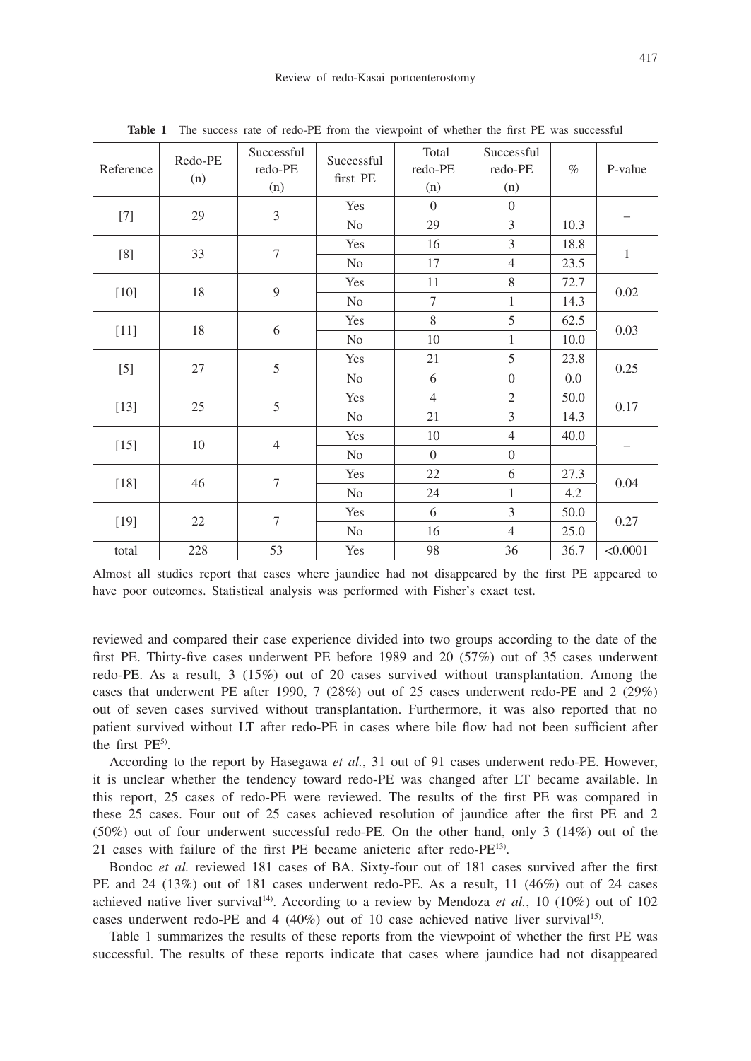**Table 1** The success rate of redo-PE from the viewpoint of whether the first PE was successful

| Reference | Redo-PE (n) | Successful redo-PE (n) | Successful first PE | Total redo-PE (n) | Successful redo-PE (n) | % | P-value |
|---|---|---|---|---|---|---|---|
| [7] | 29 | 3 | Yes | 0 | 0 | | – |
| | | | No | 29 | 3 | 10.3 | |
| [8] | 33 | 7 | Yes | 16 | 3 | 18.8 | 1 |
| | | | No | 17 | 4 | 23.5 | |
| [10] | 18 | 9 | Yes | 11 | 8 | 72.7 | 0.02 |
| | | | No | 7 | 1 | 14.3 | |
| [11] | 18 | 6 | Yes | 8 | 5 | 62.5 | 0.03 |
| | | | No | 10 | 1 | 10.0 | |
| [5] | 27 | 5 | Yes | 21 | 5 | 23.8 | 0.25 |
| | | | No | 6 | 0 | 0.0 | |
| [13] | 25 | 5 | Yes | 4 | 2 | 50.0 | 0.17 |
| | | | No | 21 | 3 | 14.3 | |
| [15] | 10 | 4 | Yes | 10 | 4 | 40.0 | – |
| | | | No | 0 | 0 | | |
| [18] | 46 | 7 | Yes | 22 | 6 | 27.3 | 0.04 |
| | | | No | 24 | 1 | 4.2 | |
| [19] | 22 | 7 | Yes | 6 | 3 | 50.0 | 0.27 |
| | | | No | 16 | 4 | 25.0 | |
| total | 228 | 53 | Yes | 98 | 36 | 36.7 | <0.0001 |

Almost all studies report that cases where jaundice had not disappeared by the first PE appeared to have poor outcomes. Statistical analysis was performed with Fisher's exact test.

reviewed and compared their case experience divided into two groups according to the date of the first PE. Thirty-five cases underwent PE before 1989 and 20 (57%) out of 35 cases underwent redo-PE. As a result, 3 (15%) out of 20 cases survived without transplantation. Among the cases that underwent PE after 1990, 7 (28%) out of 25 cases underwent redo-PE and 2 (29%) out of seven cases survived without transplantation. Furthermore, it was also reported that no patient survived without LT after redo-PE in cases where bile flow had not been sufficient after the first PE[5].

According to the report by Hasegawa *et al.*, 31 out of 91 cases underwent redo-PE. However, it is unclear whether the tendency toward redo-PE was changed after LT became available. In this report, 25 cases of redo-PE were reviewed. The results of the first PE was compared in these 25 cases. Four out of 25 cases achieved resolution of jaundice after the first PE and 2 (50%) out of four underwent successful redo-PE. On the other hand, only 3 (14%) out of the 21 cases with failure of the first PE became anicteric after redo-PE[13].

Bondoc *et al.* reviewed 181 cases of BA. Sixty-four out of 181 cases survived after the first PE and 24 (13%) out of 181 cases underwent redo-PE. As a result, 11 (46%) out of 24 cases achieved native liver survival[14]. According to a review by Mendoza *et al.*, 10 (10%) out of 102 cases underwent redo-PE and 4 (40%) out of 10 case achieved native liver survival[15].

Table 1 summarizes the results of these reports from the viewpoint of whether the first PE was successful. The results of these reports indicate that cases where jaundice had not disappeared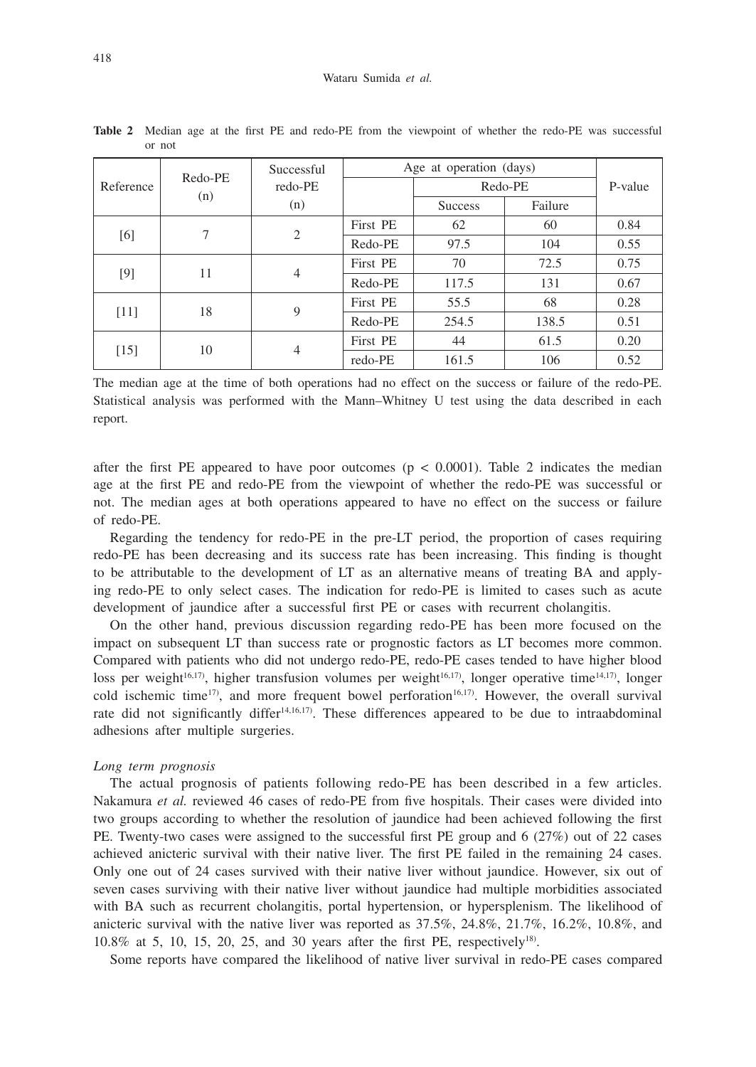**Table 2** Median age at the first PE and redo-PE from the viewpoint of whether the redo-PE was successful or not

| Reference | Redo-PE (n) | Successful redo-PE (n) | Age at operation (days) | | | P-value |
|---|---|---|---|---|---|---|
| | | | | Redo-PE | | |
| | | | | Success | Failure | |
| [6] | 7 | 2 | First PE | 62 | 60 | 0.84 |
| | | | Redo-PE | 97.5 | 104 | 0.55 |
| [9] | 11 | 4 | First PE | 70 | 72.5 | 0.75 |
| | | | Redo-PE | 117.5 | 131 | 0.67 |
| [11] | 18 | 9 | First PE | 55.5 | 68 | 0.28 |
| | | | Redo-PE | 254.5 | 138.5 | 0.51 |
| [15] | 10 | 4 | First PE | 44 | 61.5 | 0.20 |
| | | | redo-PE | 161.5 | 106 | 0.52 |

The median age at the time of both operations had no effect on the success or failure of the redo-PE. Statistical analysis was performed with the Mann–Whitney U test using the data described in each report.

after the first PE appeared to have poor outcomes ($p < 0.0001$). Table 2 indicates the median age at the first PE and redo-PE from the viewpoint of whether the redo-PE was successful or not. The median ages at both operations appeared to have no effect on the success or failure of redo-PE.

Regarding the tendency for redo-PE in the pre-LT period, the proportion of cases requiring redo-PE has been decreasing and its success rate has been increasing. This finding is thought to be attributable to the development of LT as an alternative means of treating BA and applying redo-PE to only select cases. The indication for redo-PE is limited to cases such as acute development of jaundice after a successful first PE or cases with recurrent cholangitis.

On the other hand, previous discussion regarding redo-PE has been more focused on the impact on subsequent LT than success rate or prognostic factors as LT becomes more common. Compared with patients who did not undergo redo-PE, redo-PE cases tended to have higher blood loss per weight[16,17], higher transfusion volumes per weight[16,17], longer operative time[14,17], longer cold ischemic time[17], and more frequent bowel perforation[16,17]. However, the overall survival rate did not significantly differ[14,16,17]. These differences appeared to be due to intraabdominal adhesions after multiple surgeries.

*Long term prognosis*

The actual prognosis of patients following redo-PE has been described in a few articles. Nakamura *et al.* reviewed 46 cases of redo-PE from five hospitals. Their cases were divided into two groups according to whether the resolution of jaundice had been achieved following the first PE. Twenty-two cases were assigned to the successful first PE group and 6 (27%) out of 22 cases achieved anicteric survival with their native liver. The first PE failed in the remaining 24 cases. Only one out of 24 cases survived with their native liver without jaundice. However, six out of seven cases surviving with their native liver without jaundice had multiple morbidities associated with BA such as recurrent cholangitis, portal hypertension, or hypersplenism. The likelihood of anicteric survival with the native liver was reported as 37.5%, 24.8%, 21.7%, 16.2%, 10.8%, and 10.8% at 5, 10, 15, 20, 25, and 30 years after the first PE, respectively[18].

Some reports have compared the likelihood of native liver survival in redo-PE cases compared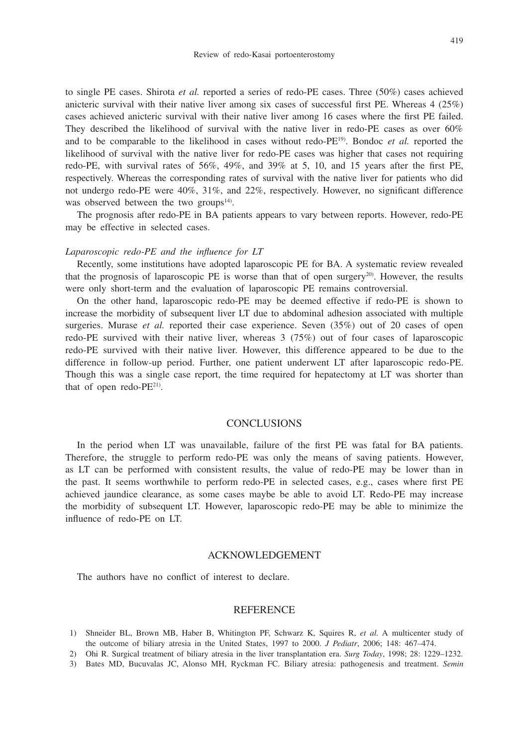to single PE cases. Shirota *et al.* reported a series of redo-PE cases. Three (50%) cases achieved anicteric survival with their native liver among six cases of successful first PE. Whereas 4 (25%) cases achieved anicteric survival with their native liver among 16 cases where the first PE failed. They described the likelihood of survival with the native liver in redo-PE cases as over 60% and to be comparable to the likelihood in cases without redo-PE[19]. Bondoc *et al.* reported the likelihood of survival with the native liver for redo-PE cases was higher that cases not requiring redo-PE, with survival rates of 56%, 49%, and 39% at 5, 10, and 15 years after the first PE, respectively. Whereas the corresponding rates of survival with the native liver for patients who did not undergo redo-PE were 40%, 31%, and 22%, respectively. However, no significant difference was observed between the two groups[14].

The prognosis after redo-PE in BA patients appears to vary between reports. However, redo-PE may be effective in selected cases.

### *Laparoscopic redo-PE and the influence for LT*

Recently, some institutions have adopted laparoscopic PE for BA. A systematic review revealed that the prognosis of laparoscopic PE is worse than that of open surgery[20]. However, the results were only short-term and the evaluation of laparoscopic PE remains controversial.

On the other hand, laparoscopic redo-PE may be deemed effective if redo-PE is shown to increase the morbidity of subsequent liver LT due to abdominal adhesion associated with multiple surgeries. Murase *et al.* reported their case experience. Seven (35%) out of 20 cases of open redo-PE survived with their native liver, whereas 3 (75%) out of four cases of laparoscopic redo-PE survived with their native liver. However, this difference appeared to be due to the difference in follow-up period. Further, one patient underwent LT after laparoscopic redo-PE. Though this was a single case report, the time required for hepatectomy at LT was shorter than that of open redo-PE[21].

## CONCLUSIONS

In the period when LT was unavailable, failure of the first PE was fatal for BA patients. Therefore, the struggle to perform redo-PE was only the means of saving patients. However, as LT can be performed with consistent results, the value of redo-PE may be lower than in the past. It seems worthwhile to perform redo-PE in selected cases, e.g., cases where first PE achieved jaundice clearance, as some cases maybe be able to avoid LT. Redo-PE may increase the morbidity of subsequent LT. However, laparoscopic redo-PE may be able to minimize the influence of redo-PE on LT.

## ACKNOWLEDGEMENT

The authors have no conflict of interest to declare.

## REFERENCE

1) Shneider BL, Brown MB, Haber B, Whitington PF, Schwarz K, Squires R, *et al.* A multicenter study of the outcome of biliary atresia in the United States, 1997 to 2000. *J Pediatr*, 2006; 148: 467–474.
2) Ohi R. Surgical treatment of biliary atresia in the liver transplantation era. *Surg Today*, 1998; 28: 1229–1232.
3) Bates MD, Bucuvalas JC, Alonso MH, Ryckman FC. Biliary atresia: pathogenesis and treatment. *Semin*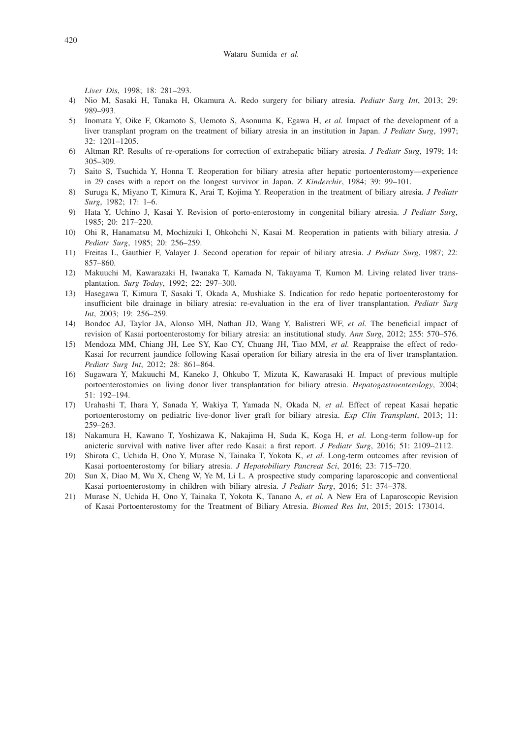*Liver Dis*, 1998; 18: 281–293.

4) Nio M, Sasaki H, Tanaka H, Okamura A. Redo surgery for biliary atresia. *Pediatr Surg Int*, 2013; 29: 989–993.
5) Inomata Y, Oike F, Okamoto S, Uemoto S, Asonuma K, Egawa H, *et al.* Impact of the development of a liver transplant program on the treatment of biliary atresia in an institution in Japan. *J Pediatr Surg*, 1997; 32: 1201–1205.
6) Altman RP. Results of re-operations for correction of extrahepatic biliary atresia. *J Pediatr Surg*, 1979; 14: 305–309.
7) Saito S, Tsuchida Y, Honna T. Reoperation for biliary atresia after hepatic portoenterostomy—experience in 29 cases with a report on the longest survivor in Japan. *Z Kinderchir*, 1984; 39: 99–101.
8) Suruga K, Miyano T, Kimura K, Arai T, Kojima Y. Reoperation in the treatment of biliary atresia. *J Pediatr Surg*, 1982; 17: 1–6.
9) Hata Y, Uchino J, Kasai Y. Revision of porto-enterostomy in congenital biliary atresia. *J Pediatr Surg*, 1985; 20: 217–220.
10) Ohi R, Hanamatsu M, Mochizuki I, Ohkohchi N, Kasai M. Reoperation in patients with biliary atresia. *J Pediatr Surg*, 1985; 20: 256–259.
11) Freitas L, Gauthier F, Valayer J. Second operation for repair of biliary atresia. *J Pediatr Surg*, 1987; 22: 857–860.
12) Makuuchi M, Kawarazaki H, Iwanaka T, Kamada N, Takayama T, Kumon M. Living related liver transplantation. *Surg Today*, 1992; 22: 297–300.
13) Hasegawa T, Kimura T, Sasaki T, Okada A, Mushiake S. Indication for redo hepatic portoenterostomy for insufficient bile drainage in biliary atresia: re-evaluation in the era of liver transplantation. *Pediatr Surg Int*, 2003; 19: 256–259.
14) Bondoc AJ, Taylor JA, Alonso MH, Nathan JD, Wang Y, Balistreri WF, *et al.* The beneficial impact of revision of Kasai portoenterostomy for biliary atresia: an institutional study. *Ann Surg*, 2012; 255: 570–576.
15) Mendoza MM, Chiang JH, Lee SY, Kao CY, Chuang JH, Tiao MM, *et al.* Reappraise the effect of redo-Kasai for recurrent jaundice following Kasai operation for biliary atresia in the era of liver transplantation. *Pediatr Surg Int*, 2012; 28: 861–864.
16) Sugawara Y, Makuuchi M, Kaneko J, Ohkubo T, Mizuta K, Kawarasaki H. Impact of previous multiple portoenterostomies on living donor liver transplantation for biliary atresia. *Hepatogastroenterology*, 2004; 51: 192–194.
17) Urahashi T, Ihara Y, Sanada Y, Wakiya T, Yamada N, Okada N, *et al.* Effect of repeat Kasai hepatic portoenterostomy on pediatric live-donor liver graft for biliary atresia. *Exp Clin Transplant*, 2013; 11: 259–263.
18) Nakamura H, Kawano T, Yoshizawa K, Nakajima H, Suda K, Koga H, *et al.* Long-term follow-up for anicteric survival with native liver after redo Kasai: a first report. *J Pediatr Surg*, 2016; 51: 2109–2112.
19) Shirota C, Uchida H, Ono Y, Murase N, Tainaka T, Yokota K, *et al.* Long-term outcomes after revision of Kasai portoenterostomy for biliary atresia. *J Hepatobiliary Pancreat Sci*, 2016; 23: 715–720.
20) Sun X, Diao M, Wu X, Cheng W, Ye M, Li L. A prospective study comparing laparoscopic and conventional Kasai portoenterostomy in children with biliary atresia. *J Pediatr Surg*, 2016; 51: 374–378.
21) Murase N, Uchida H, Ono Y, Tainaka T, Yokota K, Tanano A, *et al.* A New Era of Laparoscopic Revision of Kasai Portoenterostomy for the Treatment of Biliary Atresia. *Biomed Res Int*, 2015; 2015: 173014.